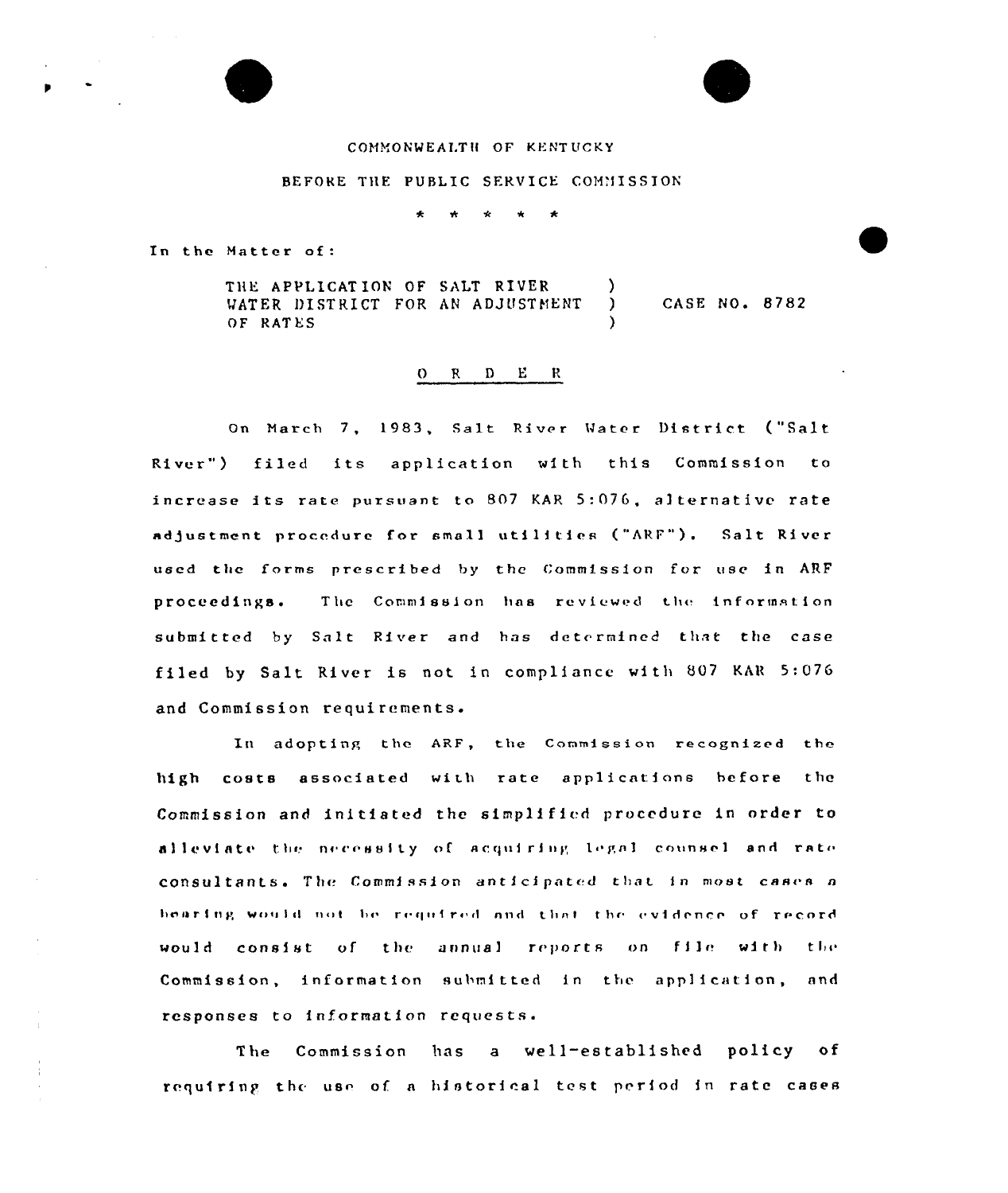COMMONWEALTH OF KENTUCKY

BEFORE THE PUBLIC SERVICE COMMISSION

\* \* \* \* \*

In the Matter of:

THE APPLICATION OF SALT RIVER WATER DISTRICT FOR AN ADJUSTMENT OF RATES ) CASE NO. 8782

O R D E R

On March 7, 1983, Salt River Water District ("Salt River") filed its application with this Commission to increase its rate pursuant to 807 KAR 5:076, alternative rate adjustment procedure for small utilities ("ARF"). Salt River used the forms prescribed by the Commission for use in ARF proceedings. The Commission has reviewed the information submitted by Salt River and has determined that the case filed by Salt River is not in compliance with 807 KAR 5:076 and Commission requirements.

In adopting the ARF, the Commission recognized the high costs associated with rate applications before the Commission and initiated the simplified procedure in order to alleviate the necessity of acquiring legal counsel and rate consultants. The Commission anticipated that in most cases a hearing would not be required and that the evidence of record would consist of the annual reports on file with the Commission, information submitted in the application, and responses to information requests.

The Commission has a well-established policy of requiring the use of a historical test period in rate cases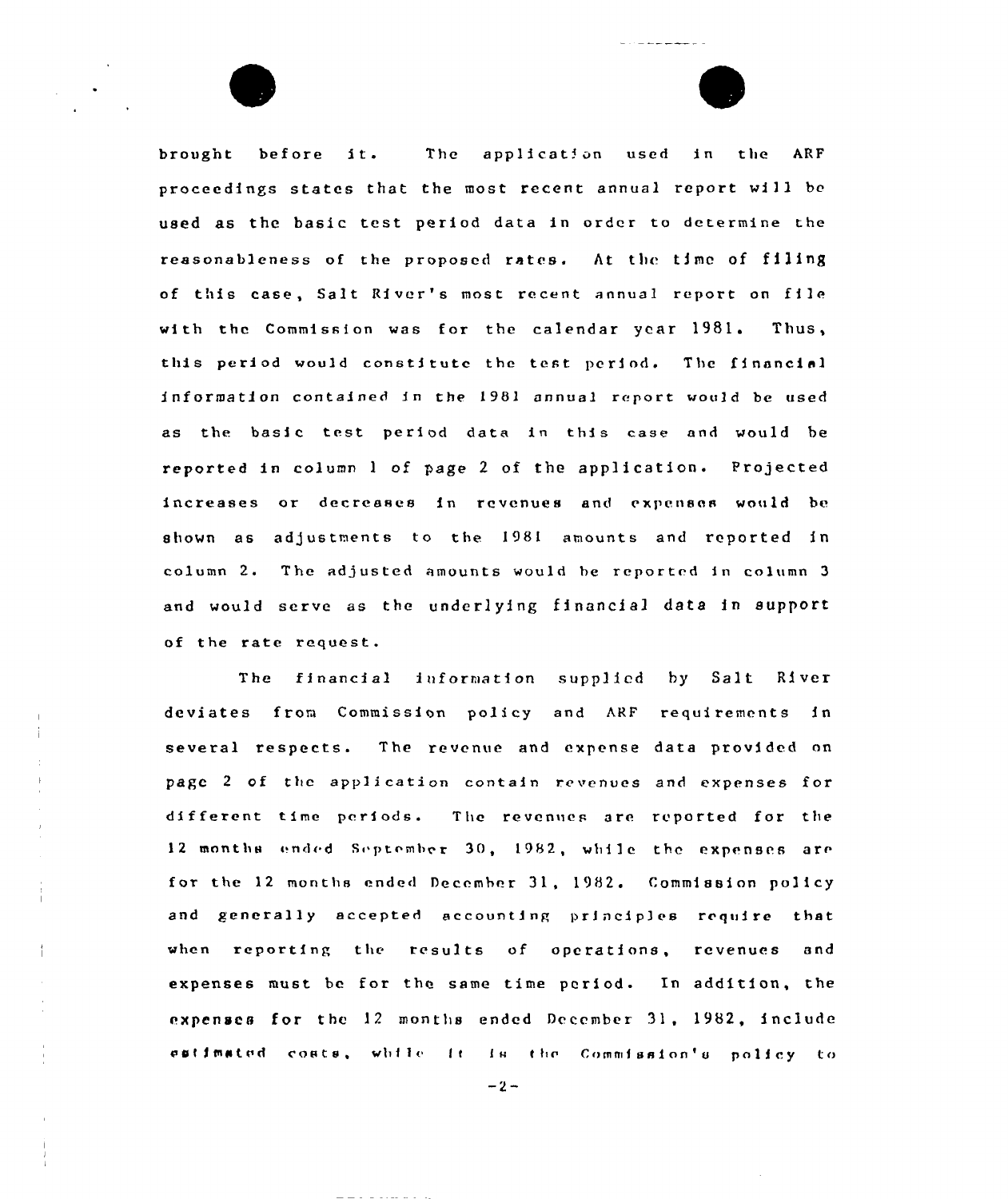brought before it. The application used in the ARF proceedings states that the most recent annual report will be used as the basic test period data in order to determine the reasonableness of the proposed rates. At the time of filing of this case, Salt River's most recent annual report on file with the Commission was for the calendar year 1981. Thus, this period would constitute the test period. The financial information contained in the 1981 annual report would be used as the basic test period data in this case and would be reported in column 1 of page 2 of the application. Projected increases or decreases in revenues and expenses would be shown as adjustments to the 1981 amounts and reported in column 2. The adjusted amounts would be reported in column 3 and would serve as the underlying financial data in support of the rate request.

The financial information supplied by Salt River deviates from Commission policy and ARF requirements in several respects. The revenue and expense data provided on page 2 of the application contain revenues and expenses for different time periods. The revenues are reported for the 12 months ended September 30, 1982, while the expenses are for the 12 months ended December 31, 1982. Commission policy and generally accepted accounting principles require that when reporting the results of operations, revenues and expenses must be for the same time period. In addition, the expenses for the 12 months ended December 31, 1982, include estimated costs, while it is the Commission's policy to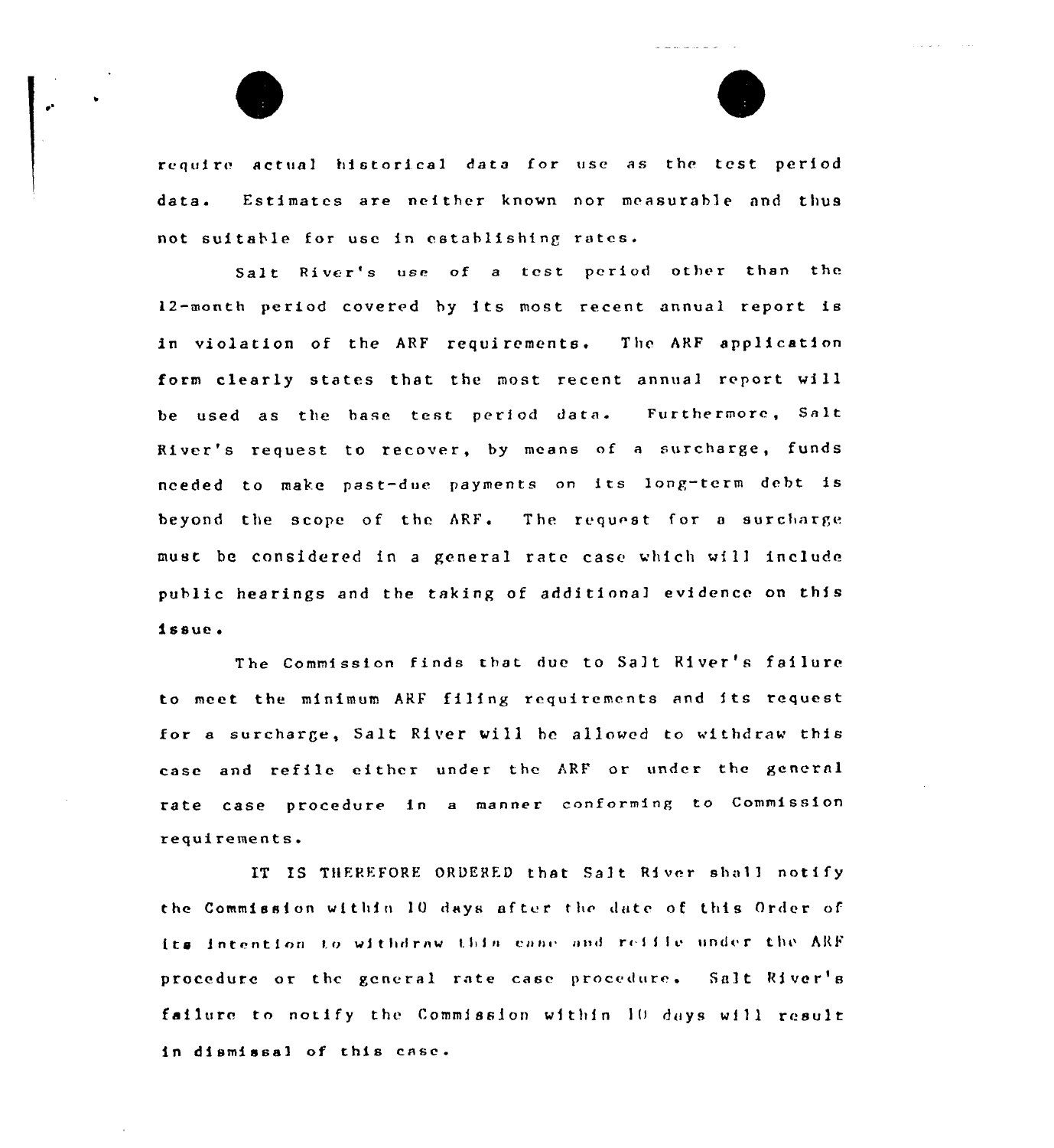require actual historical data for use as the test period data. Estimates are neither known nor measurable and thus not suitable for use in establishing rates.

Salt River's use of a test period other than the 12-month period covered by its most recent annual report is in violation of the ARF requirements. The ARF application form clearly states that the most recent annual report will be used as the base test period data. Furthermore, Salt River's request to recover, by means of a surcharge, funds needed to make past-due payments on its long-term debt is beyond the scope of the ARF. The request for a surcharge must be considered in a general rate case which will include public hearings and the taking of additional evidence on this issue.

The Commission finds that due to Salt River's failure to meet the minimum ARF filing requirements and its request for a surcharge, Salt River will be allowed to withdraw this case and refile either under the ARF or under the general rate case procedure in a manner conforming to Commission requirements.

IT IS THEREFORE ORDERED that Salt River shall notify the Commission within 10 days after the date of this Order of its intention to withdraw this case and refile under the ARF procedure or the general rate case procedure. Salt River's failure to notify the Commission within 10 days will result in dismissal of this case.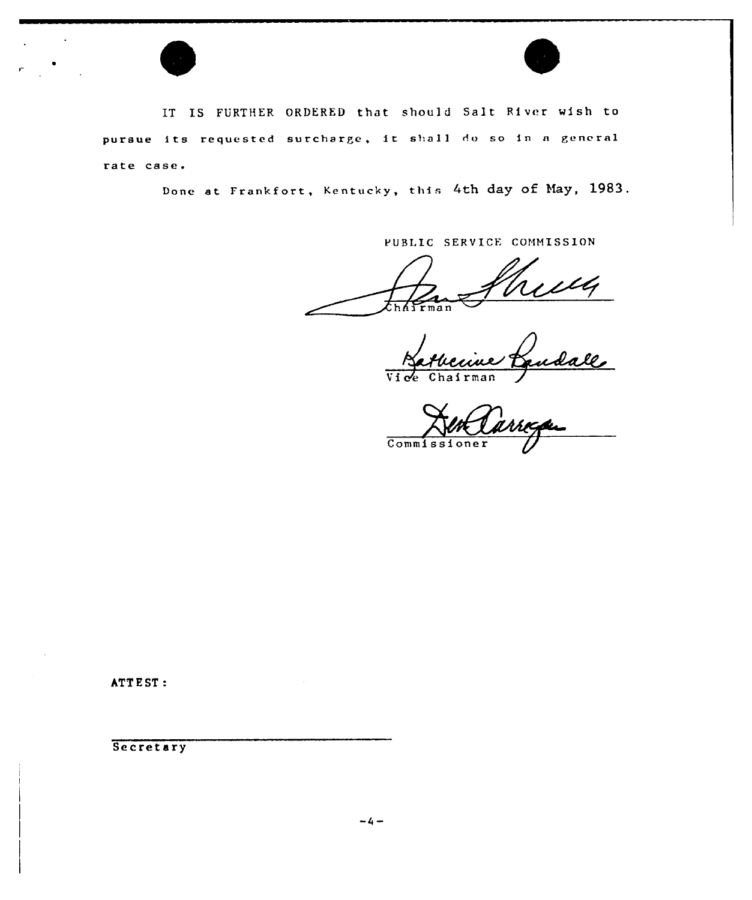IT IS FURTHER ORDERED that should Salt River wish to pursue its requested surcharge, it shall do so in a general rate case.

Done at Frankfort, Kentucky, this 4th day of May, 1983.

PUBLIC SERVICE COMMISSION

Chairman

Vice Chairman

Commissioner

ATTEST:

Secretary